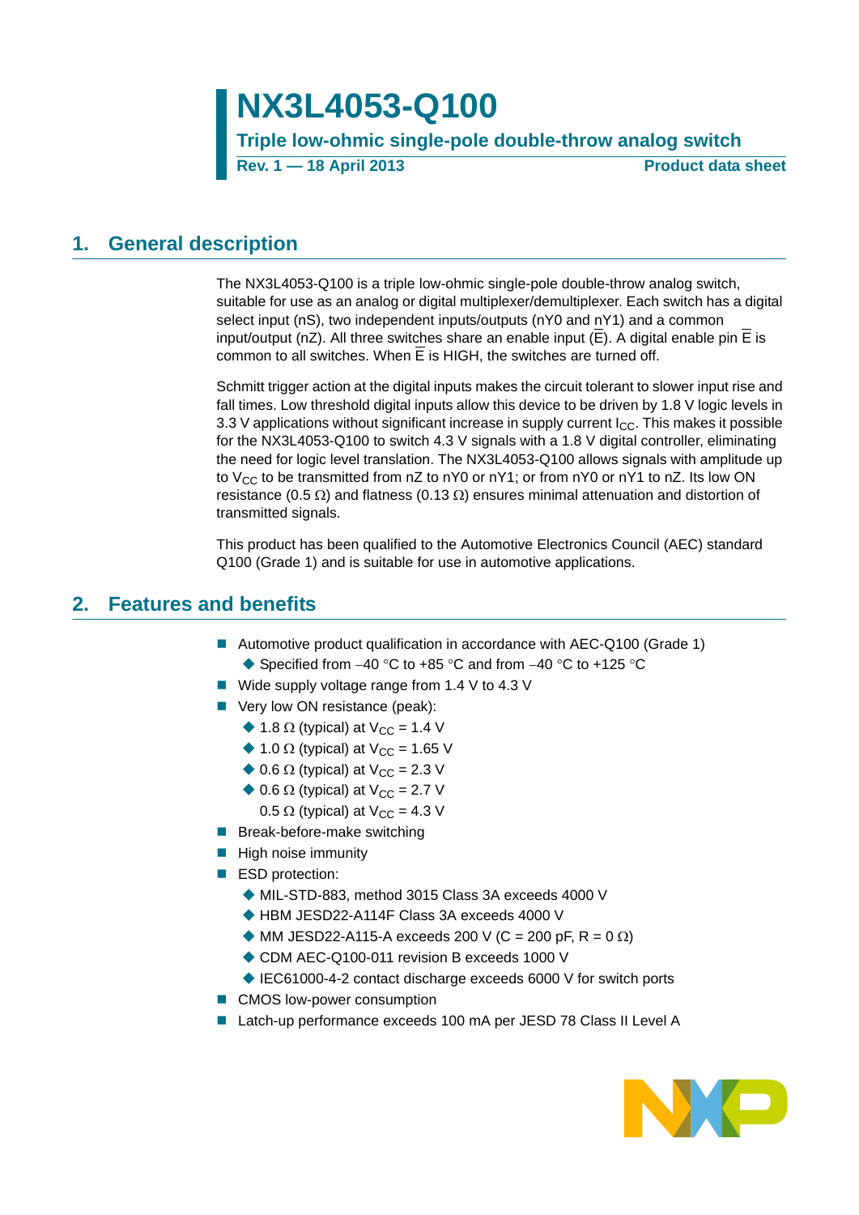# NX3L4053-Q100

## Triple low-ohmic single-pole double-throw analog switch

**Rev. 1 — 18 April 2013** **Product data sheet**

## 1. General description

The NX3L4053-Q100 is a triple low-ohmic single-pole double-throw analog switch, suitable for use as an analog or digital multiplexer/demultiplexer. Each switch has a digital select input (nS), two independent inputs/outputs (nY0 and nY1) and a common input/output (nZ). All three switches share an enable input ($\overline{E}$). A digital enable pin $\overline{E}$ is common to all switches. When $\overline{E}$ is HIGH, the switches are turned off.

Schmitt trigger action at the digital inputs makes the circuit tolerant to slower input rise and fall times. Low threshold digital inputs allow this device to be driven by 1.8 V logic levels in 3.3 V applications without significant increase in supply current $I_{CC}$. This makes it possible for the NX3L4053-Q100 to switch 4.3 V signals with a 1.8 V digital controller, eliminating the need for logic level translation. The NX3L4053-Q100 allows signals with amplitude up to $V_{CC}$ to be transmitted from nZ to nY0 or nY1; or from nY0 or nY1 to nZ. Its low ON resistance (0.5 Ω) and flatness (0.13 Ω) ensures minimal attenuation and distortion of transmitted signals.

This product has been qualified to the Automotive Electronics Council (AEC) standard Q100 (Grade 1) and is suitable for use in automotive applications.

## 2. Features and benefits

- Automotive product qualification in accordance with AEC-Q100 (Grade 1)
  - Specified from −40 °C to +85 °C and from −40 °C to +125 °C
- Wide supply voltage range from 1.4 V to 4.3 V
- Very low ON resistance (peak):
  - 1.8 Ω (typical) at $V_{CC}$ = 1.4 V
  - 1.0 Ω (typical) at $V_{CC}$ = 1.65 V
  - 0.6 Ω (typical) at $V_{CC}$ = 2.3 V
  - 0.6 Ω (typical) at $V_{CC}$ = 2.7 V
  - 0.5 Ω (typical) at $V_{CC}$ = 4.3 V
- Break-before-make switching
- High noise immunity
- ESD protection:
  - MIL-STD-883, method 3015 Class 3A exceeds 4000 V
  - HBM JESD22-A114F Class 3A exceeds 4000 V
  - MM JESD22-A115-A exceeds 200 V (C = 200 pF, R = 0 Ω)
  - CDM AEC-Q100-011 revision B exceeds 1000 V
  - IEC61000-4-2 contact discharge exceeds 6000 V for switch ports
- CMOS low-power consumption
- Latch-up performance exceeds 100 mA per JESD 78 Class II Level A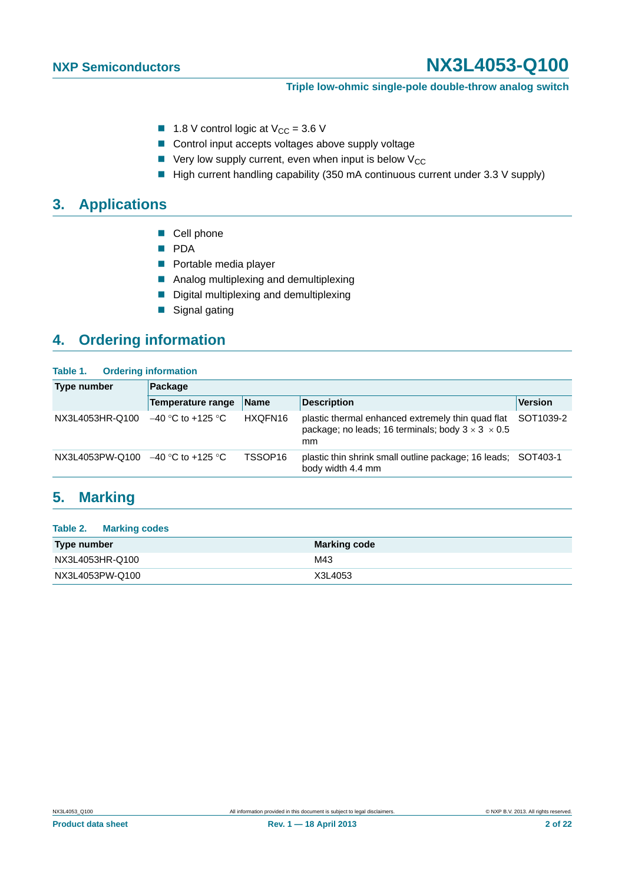- 1.8 V control logic at $V_{CC}$ = 3.6 V
- Control input accepts voltages above supply voltage
- Very low supply current, even when input is below $V_{CC}$
- High current handling capability (350 mA continuous current under 3.3 V supply)

## 3. Applications

- Cell phone
- PDA
- Portable media player
- Analog multiplexing and demultiplexing
- Digital multiplexing and demultiplexing
- Signal gating

## 4. Ordering information

**Table 1. Ordering information**

| Type number | Package | | | |
|---|---|---|---|---|
| | Temperature range | Name | Description | Version |
| NX3L4053HR-Q100 | –40 °C to +125 °C | HXQFN16 | plastic thermal enhanced extremely thin quad flat package; no leads; 16 terminals; body 3 × 3 × 0.5 mm | SOT1039-2 |
| NX3L4053PW-Q100 | –40 °C to +125 °C | TSSOP16 | plastic thin shrink small outline package; 16 leads; body width 4.4 mm | SOT403-1 |

## 5. Marking

**Table 2. Marking codes**

| Type number | Marking code |
|---|---|
| NX3L4053HR-Q100 | M43 |
| NX3L4053PW-Q100 | X3L4053 |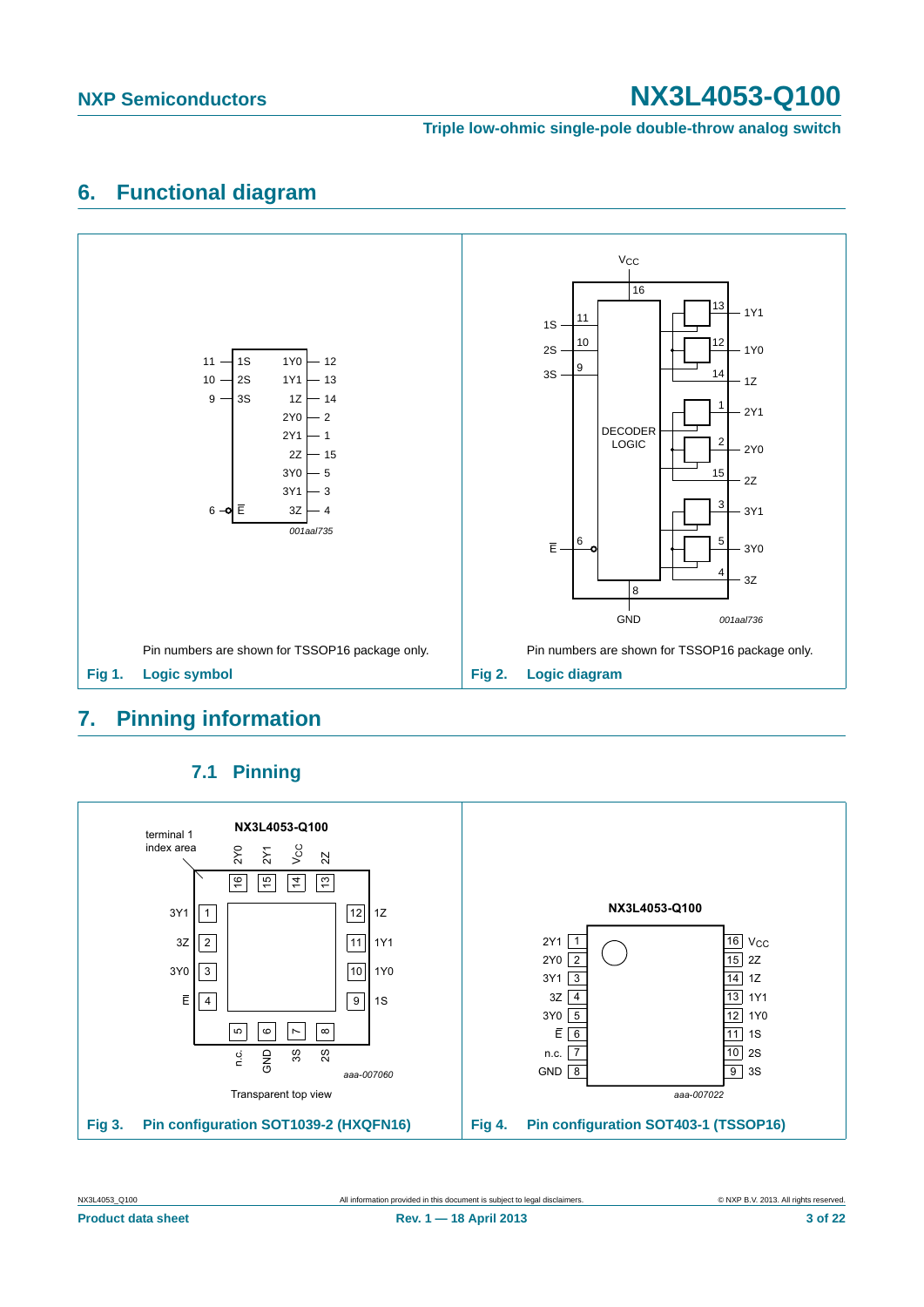## 6. Functional diagram

Pin numbers are shown for TSSOP16 package only.

**Fig 1. Logic symbol**

Pin numbers are shown for TSSOP16 package only.

**Fig 2. Logic diagram**

## 7. Pinning information

### 7.1 Pinning

Transparent top view

**Fig 3. Pin configuration SOT1039-2 (HXQFN16)**

**Fig 4. Pin configuration SOT403-1 (TSSOP16)**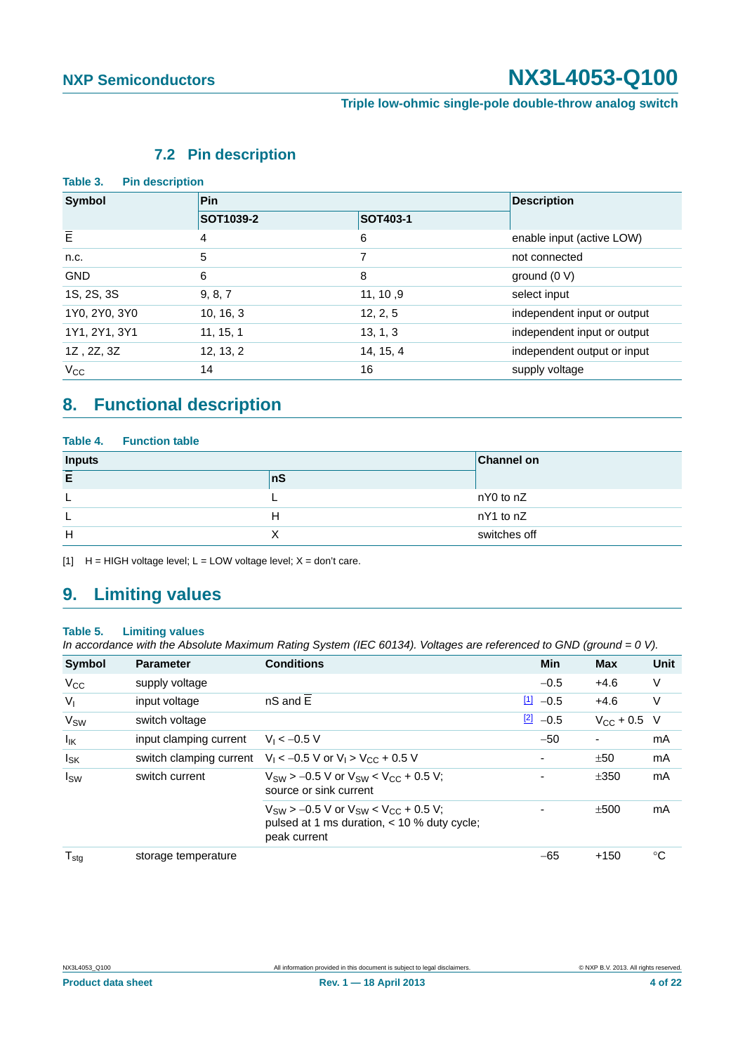### 7.2 Pin description

**Table 3. Pin description**

| Symbol | Pin | | Description |
|---|---|---|---|
| | SOT1039-2 | SOT403-1 | |
| $\overline{E}$ | 4 | 6 | enable input (active LOW) |
| n.c. | 5 | 7 | not connected |
| GND | 6 | 8 | ground (0 V) |
| 1S, 2S, 3S | 9, 8, 7 | 11, 10 ,9 | select input |
| 1Y0, 2Y0, 3Y0 | 10, 16, 3 | 12, 2, 5 | independent input or output |
| 1Y1, 2Y1, 3Y1 | 11, 15, 1 | 13, 1, 3 | independent input or output |
| 1Z , 2Z, 3Z | 12, 13, 2 | 14, 15, 4 | independent output or input |
| $V_{CC}$ | 14 | 16 | supply voltage |

## 8. Functional description

**Table 4. Function table**

| Inputs | | Channel on |
|---|---|---|
| $\overline{E}$ | nS | |
| L | L | nY0 to nZ |
| L | H | nY1 to nZ |
| H | X | switches off |

[1] H = HIGH voltage level; L = LOW voltage level; X = don't care.

## 9. Limiting values

**Table 5. Limiting values**

*In accordance with the Absolute Maximum Rating System (IEC 60134). Voltages are referenced to GND (ground = 0 V).*

| Symbol | Parameter | Conditions | | Min | Max | Unit |
|---|---|---|---|---|---|---|
| $V_{CC}$ | supply voltage | | | −0.5 | +4.6 | V |
| $V_I$ | input voltage | nS and $\overline{E}$ | [1] | −0.5 | +4.6 | V |
| $V_{SW}$ | switch voltage | | [2] | −0.5 | $V_{CC}$ + 0.5 | V |
| $I_{IK}$ | input clamping current | $V_I < -0.5$ V | | −50 | - | mA |
| $I_{SK}$ | switch clamping current | $V_I < -0.5$ V or $V_I > V_{CC} + 0.5$ V | | - | ±50 | mA |
| $I_{SW}$ | switch current | $V_{SW} > -0.5$ V or $V_{SW} < V_{CC} + 0.5$ V; source or sink current | | - | ±350 | mA |
| | | $V_{SW} > -0.5$ V or $V_{SW} < V_{CC} + 0.5$ V; pulsed at 1 ms duration, < 10 % duty cycle; peak current | | - | ±500 | mA |
| $T_{stg}$ | storage temperature | | | −65 | +150 | °C |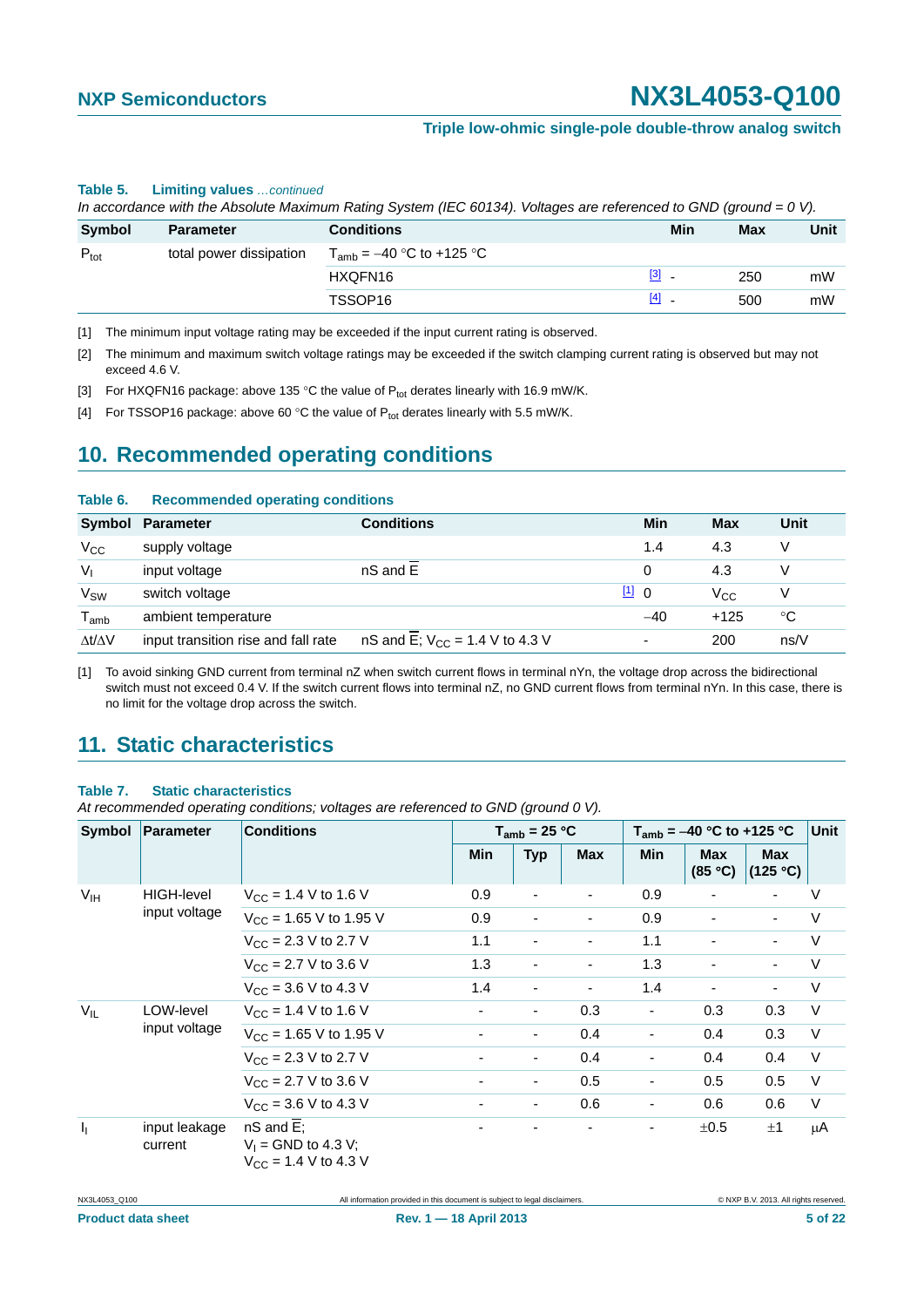**Table 5. Limiting values** *...continued*

*In accordance with the Absolute Maximum Rating System (IEC 60134). Voltages are referenced to GND (ground = 0 V).*

| Symbol | Parameter | Conditions | | Min | Max | Unit |
|---|---|---|---|---|---|---|
| $P_{tot}$ | total power dissipation | $T_{amb}$ = –40 °C to +125 °C | | | | |
| | | HXQFN16 | [3] | - | 250 | mW |
| | | TSSOP16 | [4] | - | 500 | mW |

[1] The minimum input voltage rating may be exceeded if the input current rating is observed.

[2] The minimum and maximum switch voltage ratings may be exceeded if the switch clamping current rating is observed but may not exceed 4.6 V.

[3] For HXQFN16 package: above 135 °C the value of $P_{tot}$ derates linearly with 16.9 mW/K.

[4] For TSSOP16 package: above 60 °C the value of $P_{tot}$ derates linearly with 5.5 mW/K.

## 10. Recommended operating conditions

**Table 6. Recommended operating conditions**

| Symbol | Parameter | Conditions | | Min | Max | Unit |
|---|---|---|---|---|---|---|
| $V_{CC}$ | supply voltage | | | 1.4 | 4.3 | V |
| $V_I$ | input voltage | nS and $\overline{E}$ | | 0 | 4.3 | V |
| $V_{SW}$ | switch voltage | | [1] | 0 | $V_{CC}$ | V |
| $T_{amb}$ | ambient temperature | | | –40 | +125 | °C |
| $\Delta t/\Delta V$ | input transition rise and fall rate | nS and $\overline{E}$; $V_{CC}$ = 1.4 V to 4.3 V | | - | 200 | ns/V |

[1] To avoid sinking GND current from terminal nZ when switch current flows in terminal nYn, the voltage drop across the bidirectional switch must not exceed 0.4 V. If the switch current flows into terminal nZ, no GND current flows from terminal nYn. In this case, there is no limit for the voltage drop across the switch.

## 11. Static characteristics

**Table 7. Static characteristics**

*At recommended operating conditions; voltages are referenced to GND (ground 0 V).*

| Symbol | Parameter | Conditions | $T_{amb}$ = 25 °C | | | $T_{amb}$ = –40 °C to +125 °C | | | Unit |
|---|---|---|---|---|---|---|---|---|---|
| | | | Min | Typ | Max | Min | Max (85 °C) | Max (125 °C) | |
| $V_{IH}$ | HIGH-level input voltage | $V_{CC}$ = 1.4 V to 1.6 V | 0.9 | - | - | 0.9 | - | - | V |
| | | $V_{CC}$ = 1.65 V to 1.95 V | 0.9 | - | - | 0.9 | - | - | V |
| | | $V_{CC}$ = 2.3 V to 2.7 V | 1.1 | - | - | 1.1 | - | - | V |
| | | $V_{CC}$ = 2.7 V to 3.6 V | 1.3 | - | - | 1.3 | - | - | V |
| | | $V_{CC}$ = 3.6 V to 4.3 V | 1.4 | - | - | 1.4 | - | - | V |
| $V_{IL}$ | LOW-level input voltage | $V_{CC}$ = 1.4 V to 1.6 V | - | - | 0.3 | - | 0.3 | 0.3 | V |
| | | $V_{CC}$ = 1.65 V to 1.95 V | - | - | 0.4 | - | 0.4 | 0.3 | V |
| | | $V_{CC}$ = 2.3 V to 2.7 V | - | - | 0.4 | - | 0.4 | 0.4 | V |
| | | $V_{CC}$ = 2.7 V to 3.6 V | - | - | 0.5 | - | 0.5 | 0.5 | V |
| | | $V_{CC}$ = 3.6 V to 4.3 V | - | - | 0.6 | - | 0.6 | 0.6 | V |
| $I_I$ | input leakage current | nS and $\overline{E}$; $V_I$ = GND to 4.3 V; $V_{CC}$ = 1.4 V to 4.3 V | - | - | - | - | ±0.5 | ±1 | μA |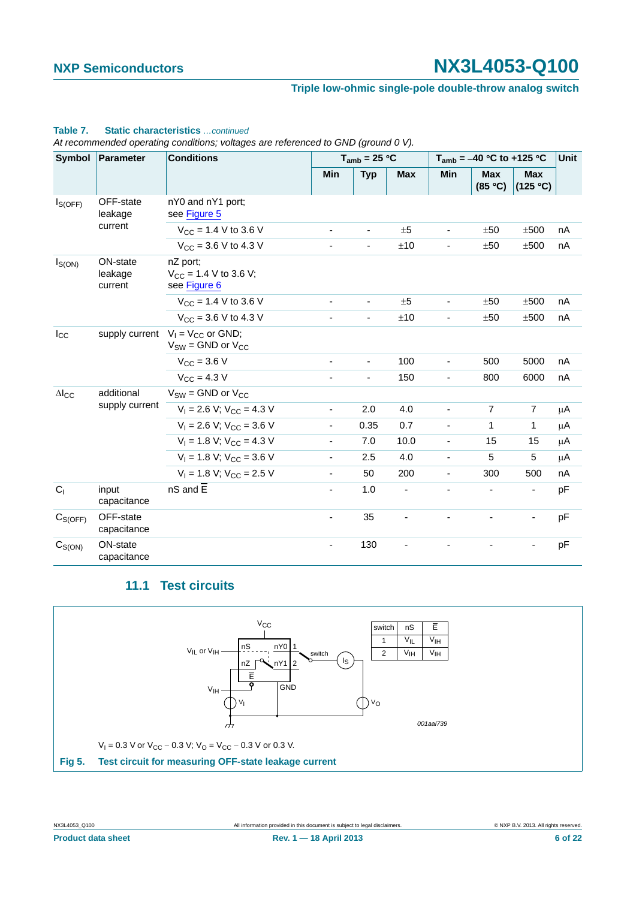**Table 7. Static characteristics** *...continued*

*At recommended operating conditions; voltages are referenced to GND (ground 0 V).*

| Symbol | Parameter | Conditions | $T_{amb}$ = 25 °C | | | $T_{amb}$ = −40 °C to +125 °C | | | Unit |
|---|---|---|---|---|---|---|---|---|---|
| | | | Min | Typ | Max | Min | Max (85 °C) | Max (125 °C) | |
| $I_{S(OFF)}$ | OFF-state leakage current | nY0 and nY1 port; see Figure 5 | | | | | | | |
| | | $V_{CC}$ = 1.4 V to 3.6 V | - | - | ±5 | - | ±50 | ±500 | nA |
| | | $V_{CC}$ = 3.6 V to 4.3 V | - | - | ±10 | - | ±50 | ±500 | nA |
| $I_{S(ON)}$ | ON-state leakage current | nZ port; $V_{CC}$ = 1.4 V to 3.6 V; see Figure 6 | | | | | | | |
| | | $V_{CC}$ = 1.4 V to 3.6 V | - | - | ±5 | - | ±50 | ±500 | nA |
| | | $V_{CC}$ = 3.6 V to 4.3 V | - | - | ±10 | - | ±50 | ±500 | nA |
| $I_{CC}$ | supply current | $V_I$ = $V_{CC}$ or GND; $V_{SW}$ = GND or $V_{CC}$ | | | | | | | |
| | | $V_{CC}$ = 3.6 V | - | - | 100 | - | 500 | 5000 | nA |
| | | $V_{CC}$ = 4.3 V | - | - | 150 | - | 800 | 6000 | nA |
| $\Delta I_{CC}$ | additional supply current | $V_{SW}$ = GND or $V_{CC}$ | | | | | | | |
| | | $V_I$ = 2.6 V; $V_{CC}$ = 4.3 V | - | 2.0 | 4.0 | - | 7 | 7 | μA |
| | | $V_I$ = 2.6 V; $V_{CC}$ = 3.6 V | - | 0.35 | 0.7 | - | 1 | 1 | μA |
| | | $V_I$ = 1.8 V; $V_{CC}$ = 4.3 V | - | 7.0 | 10.0 | - | 15 | 15 | μA |
| | | $V_I$ = 1.8 V; $V_{CC}$ = 3.6 V | - | 2.5 | 4.0 | - | 5 | 5 | μA |
| | | $V_I$ = 1.8 V; $V_{CC}$ = 2.5 V | - | 50 | 200 | - | 300 | 500 | nA |
| $C_I$ | input capacitance | nS and $\overline{E}$ | - | 1.0 | - | - | - | - | pF |
| $C_{S(OFF)}$ | OFF-state capacitance | | - | 35 | - | - | - | - | pF |
| $C_{S(ON)}$ | ON-state capacitance | | - | 130 | - | - | - | - | pF |

## 11.1 Test circuits

| switch | nS | $\overline{E}$ |
|---|---|---|
| 1 | $V_{IL}$ | $V_{IH}$ |
| 2 | $V_{IH}$ | $V_{IH}$ |

001aal739

$V_I$ = 0.3 V or $V_{CC}$ − 0.3 V; $V_O$ = $V_{CC}$ − 0.3 V or 0.3 V.

**Fig 5. Test circuit for measuring OFF-state leakage current**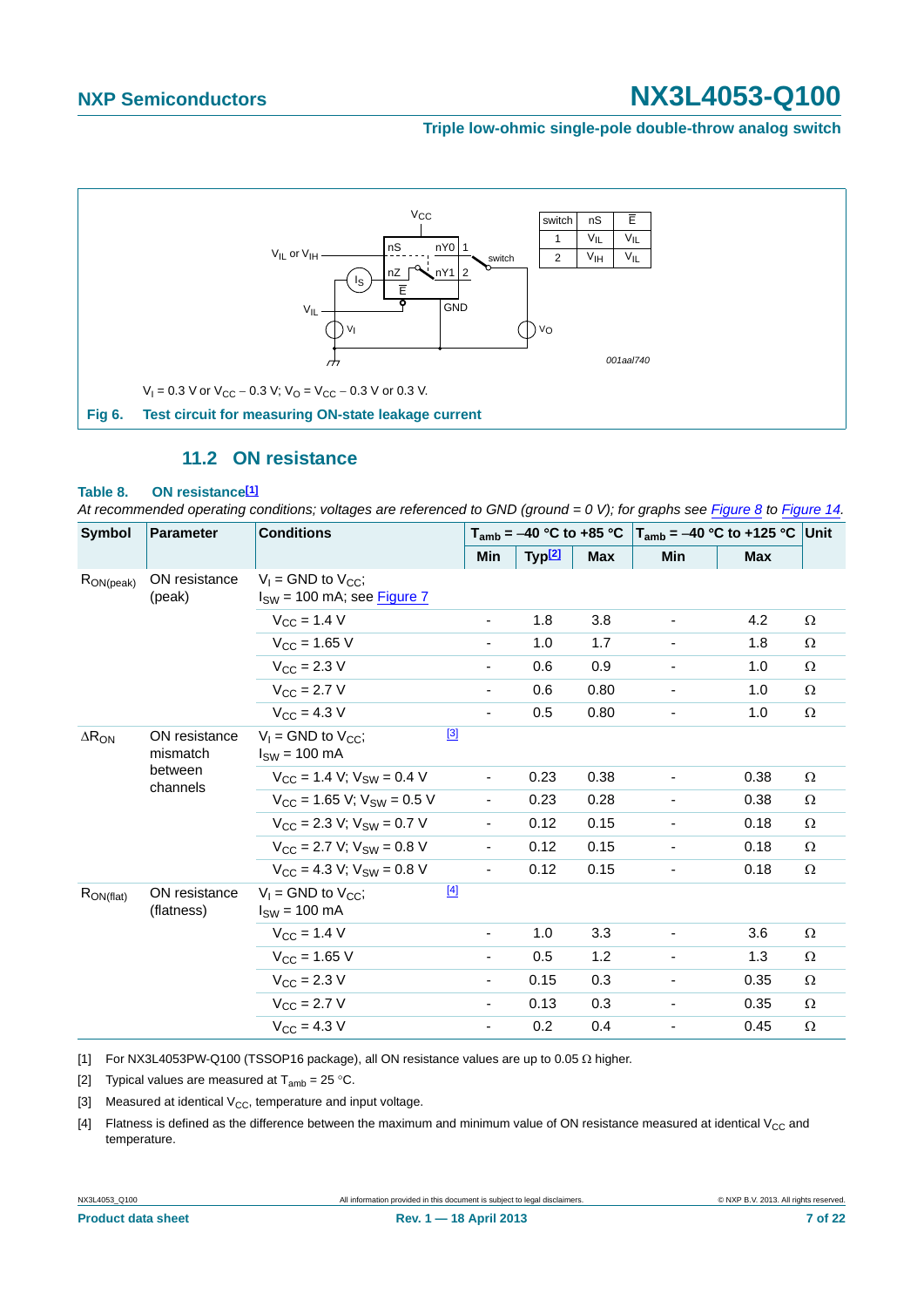| switch | nS | $\overline{E}$ |
|---|---|---|
| 1 | $V_{IL}$ | $V_{IL}$ |
| 2 | $V_{IH}$ | $V_{IL}$ |

$V_I$ = 0.3 V or $V_{CC}$ − 0.3 V; $V_O$ = $V_{CC}$ − 0.3 V or 0.3 V.

**Fig 6. Test circuit for measuring ON-state leakage current**

## 11.2 ON resistance

**Table 8. ON resistance[1]**

*At recommended operating conditions; voltages are referenced to GND (ground = 0 V); for graphs see Figure 8 to Figure 14.*

| Symbol | Parameter | Conditions | $T_{amb}$ = −40 °C to +85 °C | | | $T_{amb}$ = −40 °C to +125 °C | | Unit |
|---|---|---|---|---|---|---|---|---|
| | | | Min | Typ[2] | Max | Min | Max | |
| $R_{ON(peak)}$ | ON resistance (peak) | $V_I$ = GND to $V_{CC}$; $I_{SW}$ = 100 mA; see Figure 7 | | | | | | |
| | | $V_{CC}$ = 1.4 V | - | 1.8 | 3.8 | - | 4.2 | Ω |
| | | $V_{CC}$ = 1.65 V | - | 1.0 | 1.7 | - | 1.8 | Ω |
| | | $V_{CC}$ = 2.3 V | - | 0.6 | 0.9 | - | 1.0 | Ω |
| | | $V_{CC}$ = 2.7 V | - | 0.6 | 0.80 | - | 1.0 | Ω |
| | | $V_{CC}$ = 4.3 V | - | 0.5 | 0.80 | - | 1.0 | Ω |
| $\Delta R_{ON}$ | ON resistance mismatch between channels | $V_I$ = GND to $V_{CC}$; $I_{SW}$ = 100 mA [3] | | | | | | |
| | | $V_{CC}$ = 1.4 V; $V_{SW}$ = 0.4 V | - | 0.23 | 0.38 | - | 0.38 | Ω |
| | | $V_{CC}$ = 1.65 V; $V_{SW}$ = 0.5 V | - | 0.23 | 0.28 | - | 0.38 | Ω |
| | | $V_{CC}$ = 2.3 V; $V_{SW}$ = 0.7 V | - | 0.12 | 0.15 | - | 0.18 | Ω |
| | | $V_{CC}$ = 2.7 V; $V_{SW}$ = 0.8 V | - | 0.12 | 0.15 | - | 0.18 | Ω |
| | | $V_{CC}$ = 4.3 V; $V_{SW}$ = 0.8 V | - | 0.12 | 0.15 | - | 0.18 | Ω |
| $R_{ON(flat)}$ | ON resistance (flatness) | $V_I$ = GND to $V_{CC}$; $I_{SW}$ = 100 mA [4] | | | | | | |
| | | $V_{CC}$ = 1.4 V | - | 1.0 | 3.3 | - | 3.6 | Ω |
| | | $V_{CC}$ = 1.65 V | - | 0.5 | 1.2 | - | 1.3 | Ω |
| | | $V_{CC}$ = 2.3 V | - | 0.15 | 0.3 | - | 0.35 | Ω |
| | | $V_{CC}$ = 2.7 V | - | 0.13 | 0.3 | - | 0.35 | Ω |
| | | $V_{CC}$ = 4.3 V | - | 0.2 | 0.4 | - | 0.45 | Ω |

[1] For NX3L4053PW-Q100 (TSSOP16 package), all ON resistance values are up to 0.05 Ω higher.

[2] Typical values are measured at $T_{amb}$ = 25 °C.

[3] Measured at identical $V_{CC}$, temperature and input voltage.

[4] Flatness is defined as the difference between the maximum and minimum value of ON resistance measured at identical $V_{CC}$ and temperature.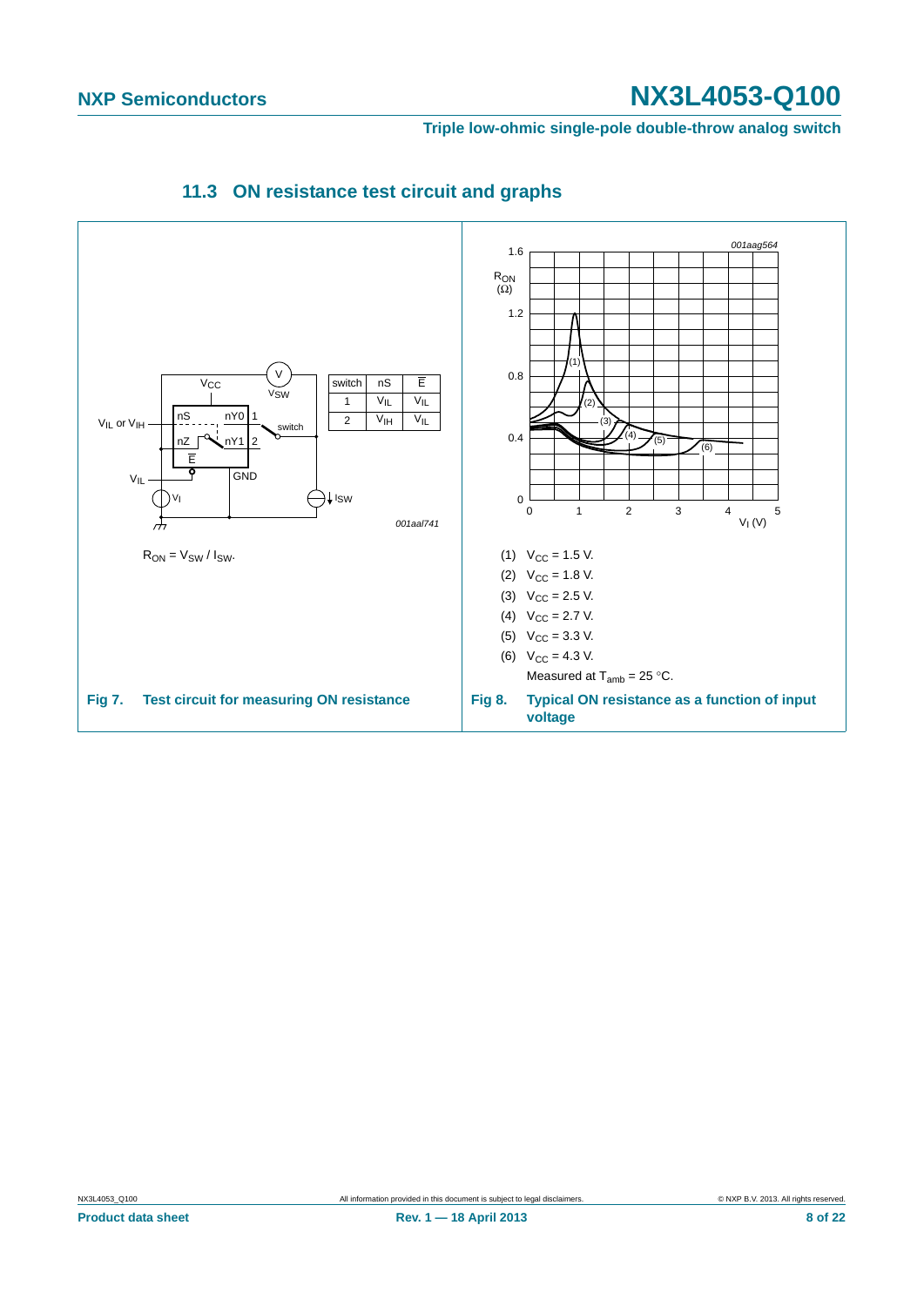### 11.3 ON resistance test circuit and graphs

| switch | nS | $\overline{E}$ |
|---|---|---|
| 1 | $V_{IL}$ | $V_{IL}$ |
| 2 | $V_{IH}$ | $V_{IL}$ |

001aal741

$R_{ON} = V_{SW} / I_{SW}$.

**Fig 7. Test circuit for measuring ON resistance**

001aag564

(1) $V_{CC}$ = 1.5 V.

(2) $V_{CC}$ = 1.8 V.

(3) $V_{CC}$ = 2.5 V.

(4) $V_{CC}$ = 2.7 V.

(5) $V_{CC}$ = 3.3 V.

(6) $V_{CC}$ = 4.3 V.

Measured at $T_{amb}$ = 25 °C.

**Fig 8. Typical ON resistance as a function of input voltage**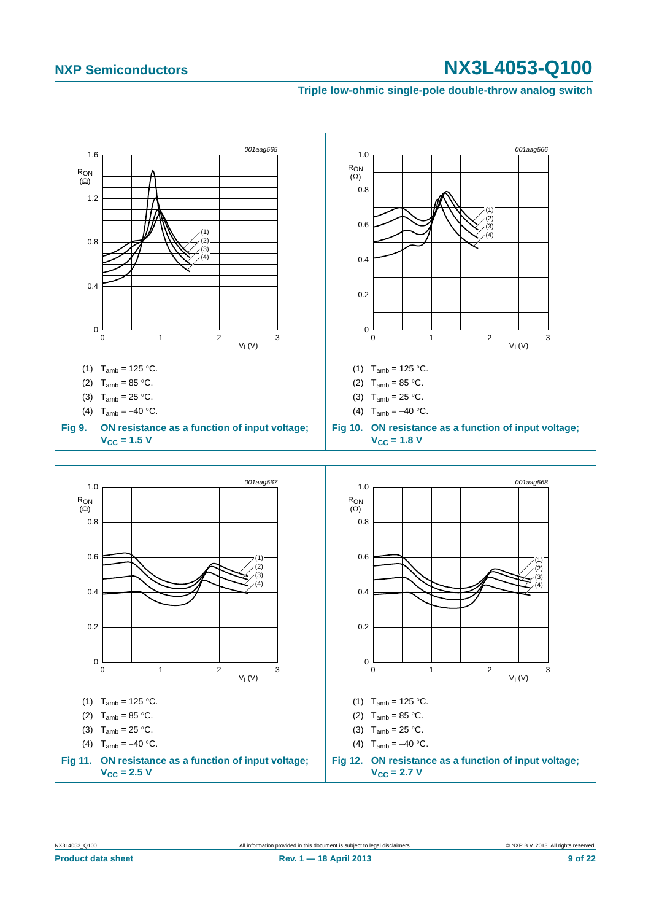001aag565

(1) $T_{amb}$ = 125 °C.

(2) $T_{amb}$ = 85 °C.

(3) $T_{amb}$ = 25 °C.

(4) $T_{amb}$ = −40 °C.

**Fig 9. ON resistance as a function of input voltage; $V_{CC}$ = 1.5 V**

001aag566

(1) $T_{amb}$ = 125 °C.

(2) $T_{amb}$ = 85 °C.

(3) $T_{amb}$ = 25 °C.

(4) $T_{amb}$ = −40 °C.

**Fig 10. ON resistance as a function of input voltage; $V_{CC}$ = 1.8 V**

001aag567

(1) $T_{amb}$ = 125 °C.

(2) $T_{amb}$ = 85 °C.

(3) $T_{amb}$ = 25 °C.

(4) $T_{amb}$ = −40 °C.

**Fig 11. ON resistance as a function of input voltage; $V_{CC}$ = 2.5 V**

001aag568

(1) $T_{amb}$ = 125 °C.

(2) $T_{amb}$ = 85 °C.

(3) $T_{amb}$ = 25 °C.

(4) $T_{amb}$ = −40 °C.

**Fig 12. ON resistance as a function of input voltage; $V_{CC}$ = 2.7 V**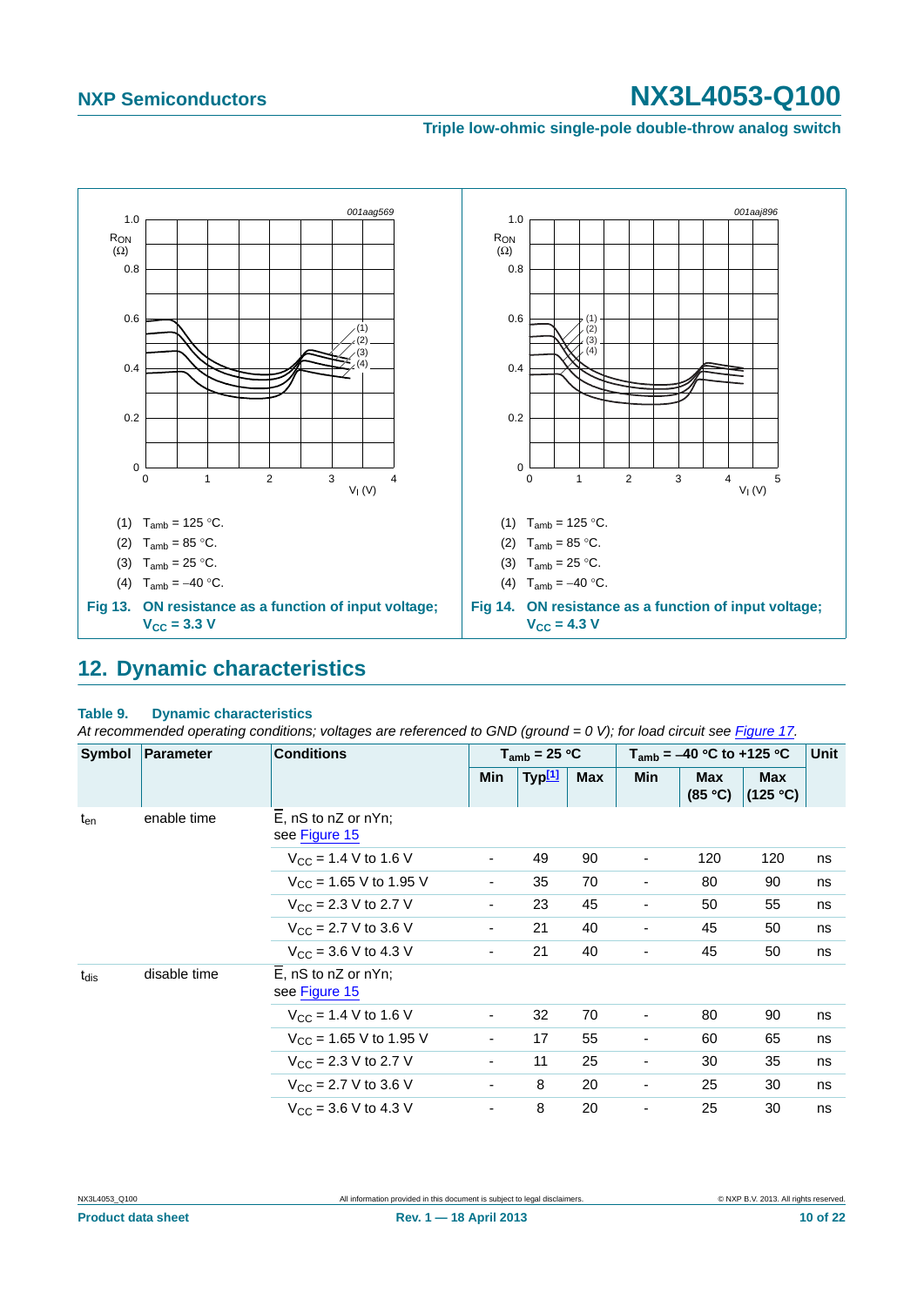(1) $T_{amb}$ = 125 °C.

(2) $T_{amb}$ = 85 °C.

(3) $T_{amb}$ = 25 °C.

(4) $T_{amb}$ = −40 °C.

**Fig 13. ON resistance as a function of input voltage; $V_{CC}$ = 3.3 V**

(1) $T_{amb}$ = 125 °C.

(2) $T_{amb}$ = 85 °C.

(3) $T_{amb}$ = 25 °C.

(4) $T_{amb}$ = −40 °C.

**Fig 14. ON resistance as a function of input voltage; $V_{CC}$ = 4.3 V**

## 12. Dynamic characteristics

**Table 9. Dynamic characteristics**

*At recommended operating conditions; voltages are referenced to GND (ground = 0 V); for load circuit see Figure 17.*

| Symbol | Parameter | Conditions | $T_{amb}$ = 25 °C | | | $T_{amb}$ = −40 °C to +125 °C | | | Unit |
|---|---|---|---|---|---|---|---|---|---|
| | | | Min | Typ[1] | Max | Min | Max (85 °C) | Max (125 °C) | |
| $t_{en}$ | enable time | $\overline{E}$, nS to nZ or nYn; see Figure 15 | | | | | | | |
| | | $V_{CC}$ = 1.4 V to 1.6 V | - | 49 | 90 | - | 120 | 120 | ns |
| | | $V_{CC}$ = 1.65 V to 1.95 V | - | 35 | 70 | - | 80 | 90 | ns |
| | | $V_{CC}$ = 2.3 V to 2.7 V | - | 23 | 45 | - | 50 | 55 | ns |
| | | $V_{CC}$ = 2.7 V to 3.6 V | - | 21 | 40 | - | 45 | 50 | ns |
| | | $V_{CC}$ = 3.6 V to 4.3 V | - | 21 | 40 | - | 45 | 50 | ns |
| $t_{dis}$ | disable time | $\overline{E}$, nS to nZ or nYn; see Figure 15 | | | | | | | |
| | | $V_{CC}$ = 1.4 V to 1.6 V | - | 32 | 70 | - | 80 | 90 | ns |
| | | $V_{CC}$ = 1.65 V to 1.95 V | - | 17 | 55 | - | 60 | 65 | ns |
| | | $V_{CC}$ = 2.3 V to 2.7 V | - | 11 | 25 | - | 30 | 35 | ns |
| | | $V_{CC}$ = 2.7 V to 3.6 V | - | 8 | 20 | - | 25 | 30 | ns |
| | | $V_{CC}$ = 3.6 V to 4.3 V | - | 8 | 20 | - | 25 | 30 | ns |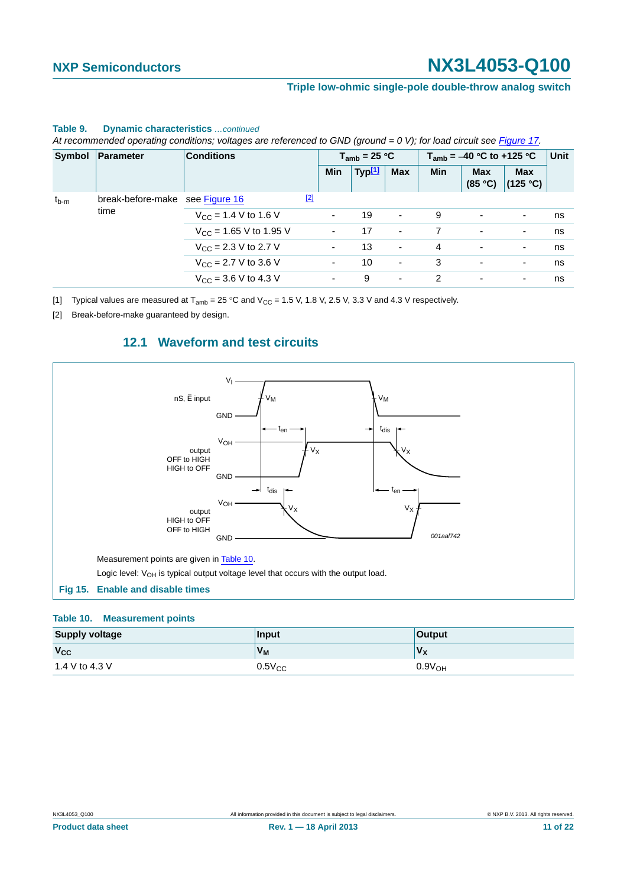**Table 9. Dynamic characteristics** *...continued*

*At recommended operating conditions; voltages are referenced to GND (ground = 0 V); for load circuit see Figure 17.*

| Symbol | Parameter | Conditions | $T_{amb}$ = 25 °C | | | $T_{amb}$ = –40 °C to +125 °C | | | Unit |
|---|---|---|---|---|---|---|---|---|---|
| | | | Min | Typ[1] | Max | Min | Max (85 °C) | Max (125 °C) | |
| $t_{b\text{-}m}$ | break-before-make time | see Figure 16 [2] | | | | | | | |
| | | $V_{CC}$ = 1.4 V to 1.6 V | - | 19 | - | 9 | - | - | ns |
| | | $V_{CC}$ = 1.65 V to 1.95 V | - | 17 | - | 7 | - | - | ns |
| | | $V_{CC}$ = 2.3 V to 2.7 V | - | 13 | - | 4 | - | - | ns |
| | | $V_{CC}$ = 2.7 V to 3.6 V | - | 10 | - | 3 | - | - | ns |
| | | $V_{CC}$ = 3.6 V to 4.3 V | - | 9 | - | 2 | - | - | ns |

[1] Typical values are measured at $T_{amb}$ = 25 °C and $V_{CC}$ = 1.5 V, 1.8 V, 2.5 V, 3.3 V and 4.3 V respectively.

[2] Break-before-make guaranteed by design.

## 12.1 Waveform and test circuits

Measurement points are given in Table 10.

Logic level: $V_{OH}$ is typical output voltage level that occurs with the output load.

**Fig 15. Enable and disable times**

**Table 10. Measurement points**

| Supply voltage | Input | Output |
|---|---|---|
| $V_{CC}$ | $V_M$ | $V_X$ |
| 1.4 V to 4.3 V | $0.5V_{CC}$ | $0.9V_{OH}$ |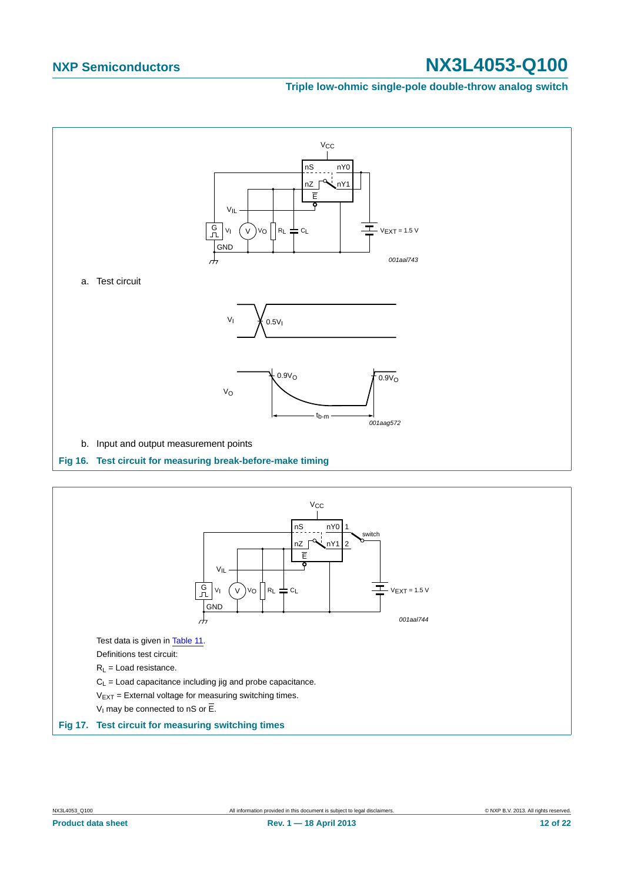a. Test circuit

b. Input and output measurement points

**Fig 16. Test circuit for measuring break-before-make timing**

Test data is given in Table 11.

Definitions test circuit:

$R_L$ = Load resistance.

$C_L$ = Load capacitance including jig and probe capacitance.

$V_{EXT}$ = External voltage for measuring switching times.

$V_I$ may be connected to nS or $\overline{E}$.

**Fig 17. Test circuit for measuring switching times**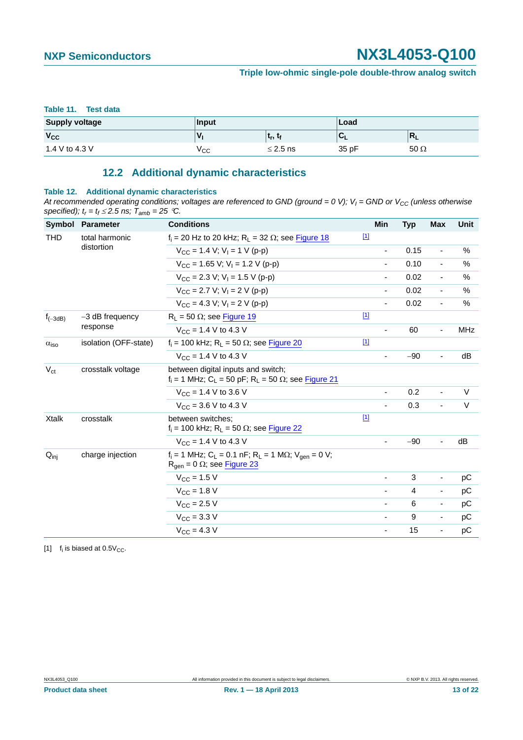**Table 11. Test data**

| Supply voltage | Input | | Load | |
|---|---|---|---|---|
| $V_{CC}$ | $V_I$ | $t_r$, $t_f$ | $C_L$ | $R_L$ |
| 1.4 V to 4.3 V | $V_{CC}$ | ≤ 2.5 ns | 35 pF | 50 Ω |

## 12.2 Additional dynamic characteristics

**Table 12. Additional dynamic characteristics**

*At recommended operating conditions; voltages are referenced to GND (ground = 0 V); $V_I$ = GND or $V_{CC}$ (unless otherwise specified); $t_r = t_f \leq 2.5$ ns; $T_{amb}$ = 25 °C.*

| Symbol | Parameter | Conditions | | Min | Typ | Max | Unit |
|---|---|---|---|---|---|---|---|
| THD | total harmonic distortion | $f_i$ = 20 Hz to 20 kHz; $R_L$ = 32 Ω; see Figure 18 | [1] | | | | |
| | | $V_{CC}$ = 1.4 V; $V_I$ = 1 V (p-p) | | - | 0.15 | - | % |
| | | $V_{CC}$ = 1.65 V; $V_I$ = 1.2 V (p-p) | | - | 0.10 | - | % |
| | | $V_{CC}$ = 2.3 V; $V_I$ = 1.5 V (p-p) | | - | 0.02 | - | % |
| | | $V_{CC}$ = 2.7 V; $V_I$ = 2 V (p-p) | | - | 0.02 | - | % |
| | | $V_{CC}$ = 4.3 V; $V_I$ = 2 V (p-p) | | - | 0.02 | - | % |
| $f_{(-3dB)}$ | −3 dB frequency response | $R_L$ = 50 Ω; see Figure 19 | [1] | | | | |
| | | $V_{CC}$ = 1.4 V to 4.3 V | | - | 60 | - | MHz |
| $\alpha_{iso}$ | isolation (OFF-state) | $f_i$ = 100 kHz; $R_L$ = 50 Ω; see Figure 20 | [1] | | | | |
| | | $V_{CC}$ = 1.4 V to 4.3 V | | - | −90 | - | dB |
| $V_{ct}$ | crosstalk voltage | between digital inputs and switch; $f_i$ = 1 MHz; $C_L$ = 50 pF; $R_L$ = 50 Ω; see Figure 21 | | | | | |
| | | $V_{CC}$ = 1.4 V to 3.6 V | | - | 0.2 | - | V |
| | | $V_{CC}$ = 3.6 V to 4.3 V | | - | 0.3 | - | V |
| Xtalk | crosstalk | between switches; $f_i$ = 100 kHz; $R_L$ = 50 Ω; see Figure 22 | [1] | | | | |
| | | $V_{CC}$ = 1.4 V to 4.3 V | | - | −90 | - | dB |
| $Q_{inj}$ | charge injection | $f_i$ = 1 MHz; $C_L$ = 0.1 nF; $R_L$ = 1 MΩ; $V_{gen}$ = 0 V; $R_{gen}$ = 0 Ω; see Figure 23 | | | | | |
| | | $V_{CC}$ = 1.5 V | | - | 3 | - | pC |
| | | $V_{CC}$ = 1.8 V | | - | 4 | - | pC |
| | | $V_{CC}$ = 2.5 V | | - | 6 | - | pC |
| | | $V_{CC}$ = 3.3 V | | - | 9 | - | pC |
| | | $V_{CC}$ = 4.3 V | | - | 15 | - | pC |

[1] $f_i$ is biased at 0.5$V_{CC}$.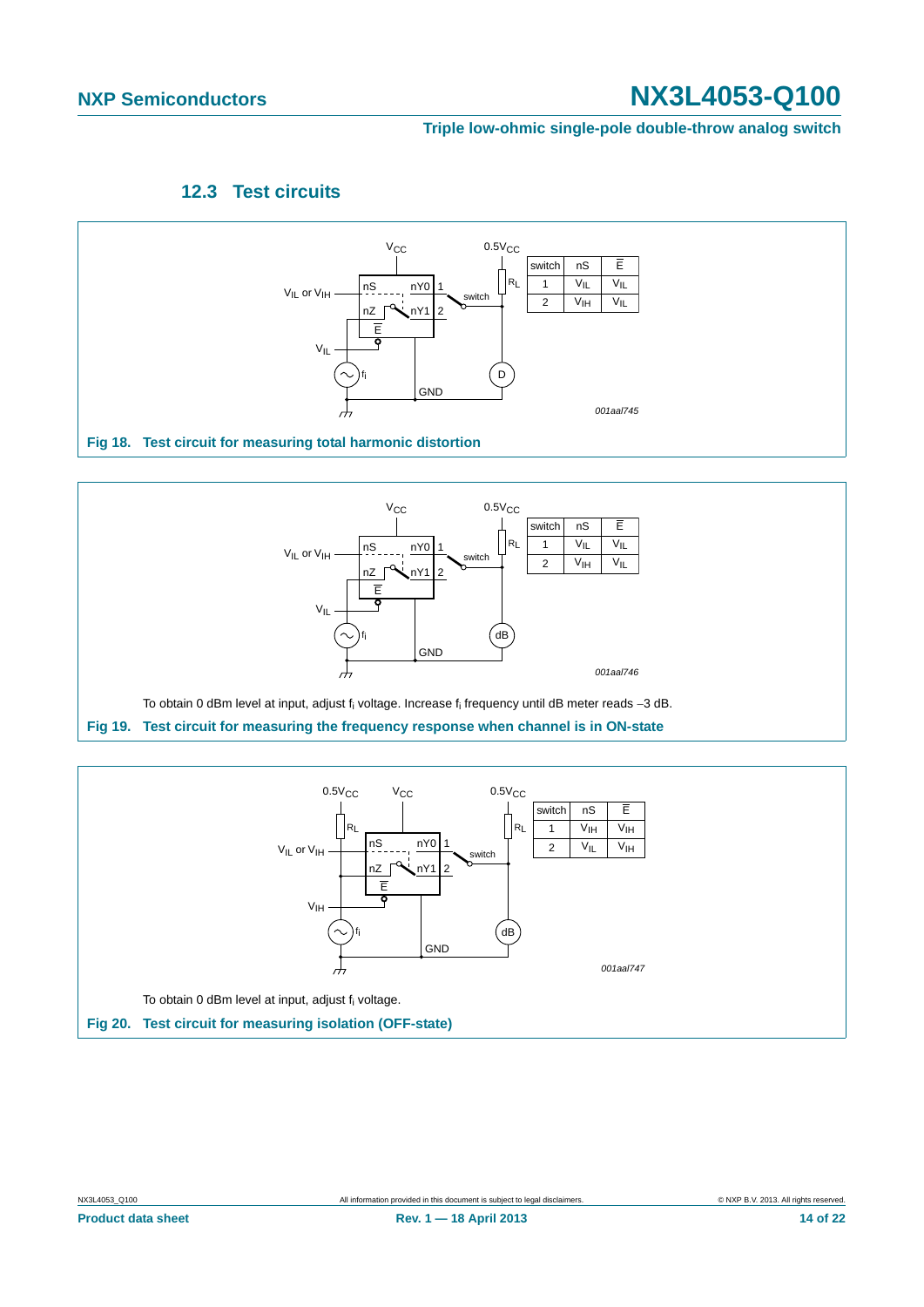### 12.3 Test circuits

| switch | nS | $\overline{E}$ |
|---|---|---|
| 1 | $V_{IL}$ | $V_{IL}$ |
| 2 | $V_{IH}$ | $V_{IL}$ |

001aal745

**Fig 18. Test circuit for measuring total harmonic distortion**

| switch | nS | $\overline{E}$ |
|---|---|---|
| 1 | $V_{IL}$ | $V_{IL}$ |
| 2 | $V_{IH}$ | $V_{IL}$ |

001aal746

To obtain 0 dBm level at input, adjust $f_i$ voltage. Increase $f_i$ frequency until dB meter reads −3 dB.

**Fig 19. Test circuit for measuring the frequency response when channel is in ON-state**

| switch | nS | $\overline{E}$ |
|---|---|---|
| 1 | $V_{IH}$ | $V_{IH}$ |
| 2 | $V_{IL}$ | $V_{IH}$ |

001aal747

To obtain 0 dBm level at input, adjust $f_i$ voltage.

**Fig 20. Test circuit for measuring isolation (OFF-state)**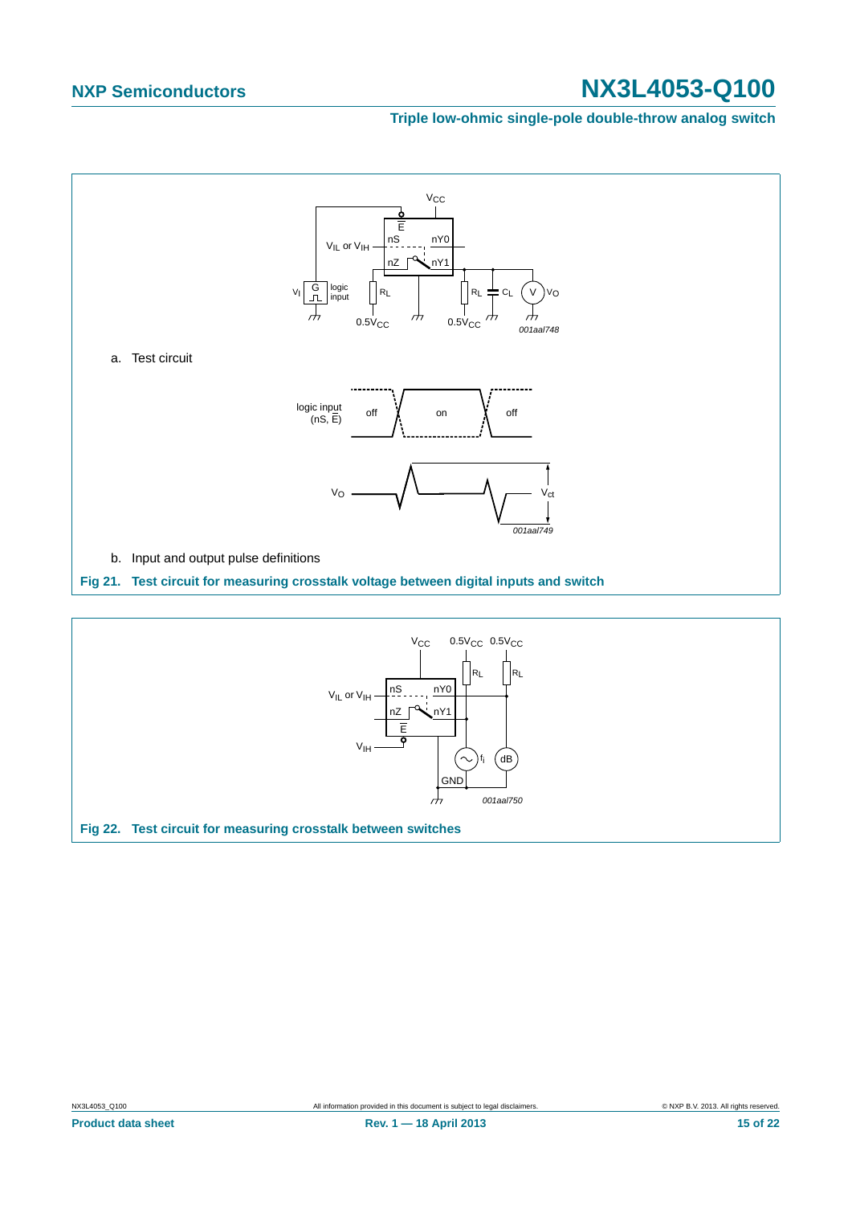a. Test circuit

b. Input and output pulse definitions

**Fig 21. Test circuit for measuring crosstalk voltage between digital inputs and switch**

**Fig 22. Test circuit for measuring crosstalk between switches**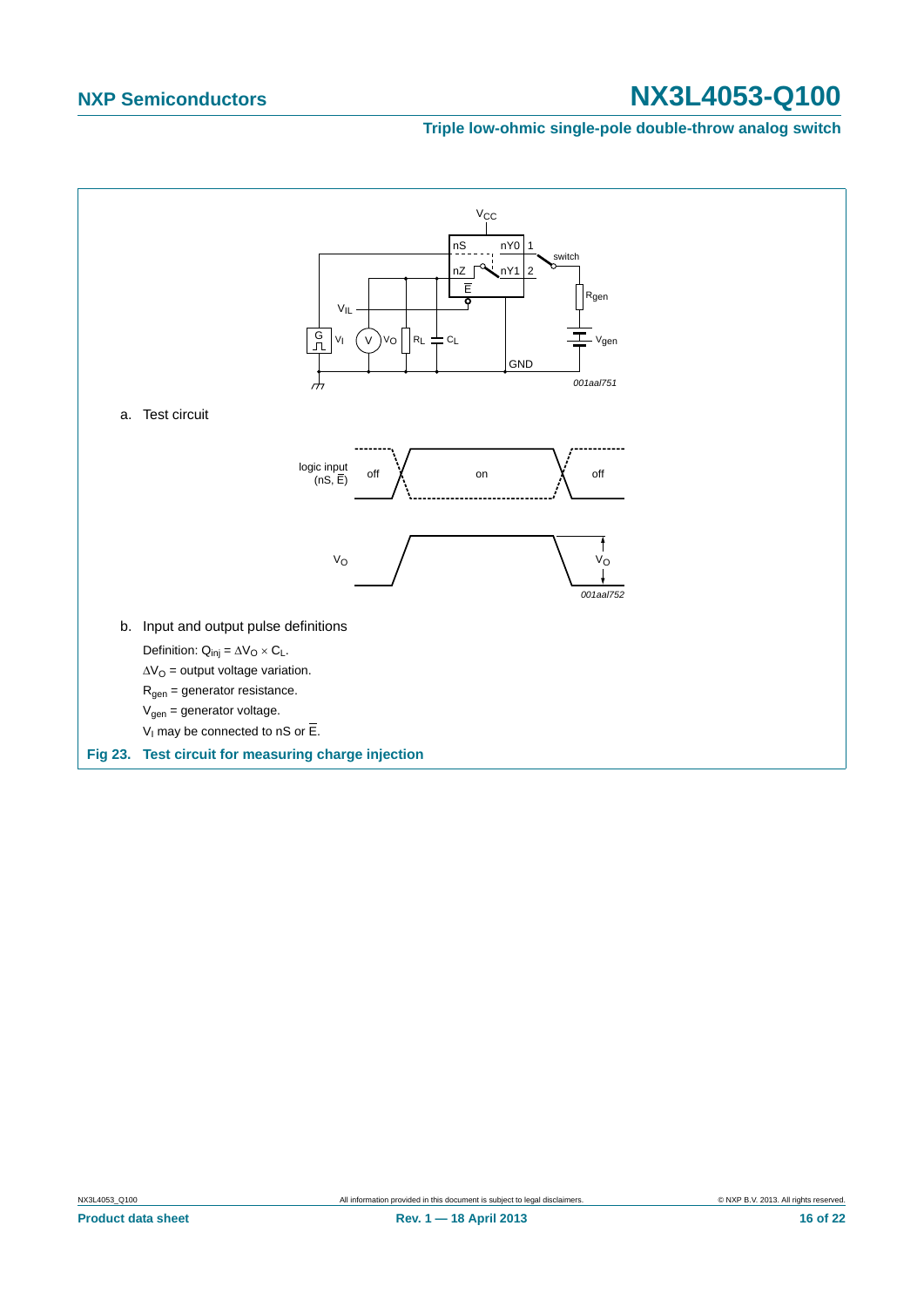a. Test circuit

b. Input and output pulse definitions

Definition: $Q_{inj} = \Delta V_O \times C_L$.

$\Delta V_O$ = output voltage variation.

$R_{gen}$ = generator resistance.

$V_{gen}$ = generator voltage.

$V_I$ may be connected to nS or $\overline{E}$.

**Fig 23. Test circuit for measuring charge injection**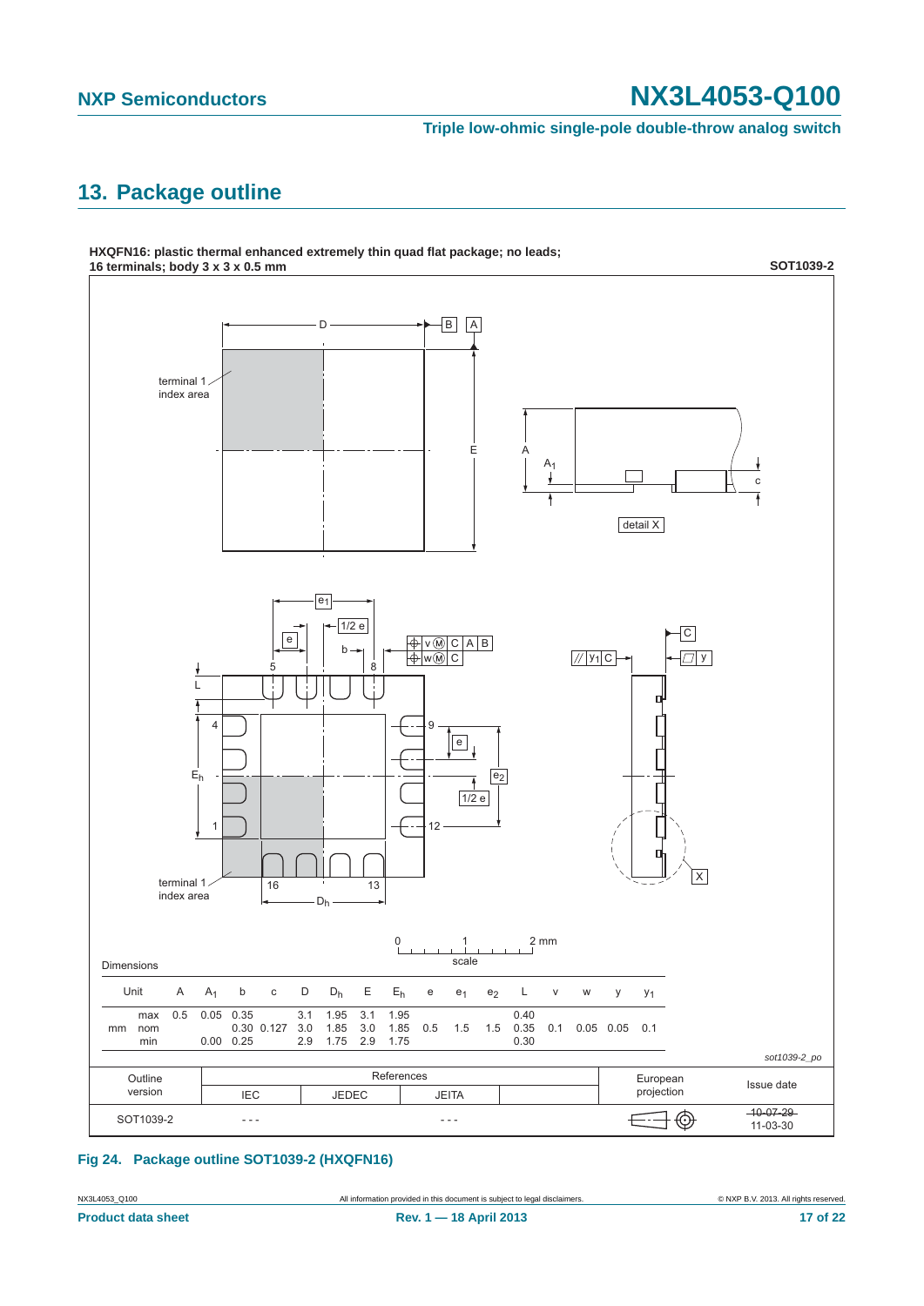## 13. Package outline

**HXQFN16: plastic thermal enhanced extremely thin quad flat package; no leads; 16 terminals; body 3 x 3 x 0.5 mm**

**SOT1039-2**

Dimensions

| Unit | | A | $A_1$ | b | c | D | $D_h$ | E | $E_h$ | e | $e_1$ | $e_2$ | L | v | w | y | $y_1$ |
|---|---|---|---|---|---|---|---|---|---|---|---|---|---|---|---|---|---|
| mm | max | 0.5 | 0.05 | 0.35 | | 3.1 | 1.95 | 3.1 | 1.95 | | | | 0.40 | | | | |
| | nom | | | 0.30 | 0.127 | 3.0 | 1.85 | 3.0 | 1.85 | 0.5 | 1.5 | 1.5 | 0.35 | 0.1 | 0.05 | 0.05 | 0.1 |
| | min | | 0.00 | 0.25 | | 2.9 | 1.75 | 2.9 | 1.75 | | | | 0.30 | | | | |

*sot1039-2_po*

| Outline version | References IEC | References JEDEC | References JEITA | | European projection | Issue date |
|---|---|---|---|---|---|---|
| SOT1039-2 | - - - | | - - - | | | ~~10-07-29~~ 11-03-30 |

**Fig 24. Package outline SOT1039-2 (HXQFN16)**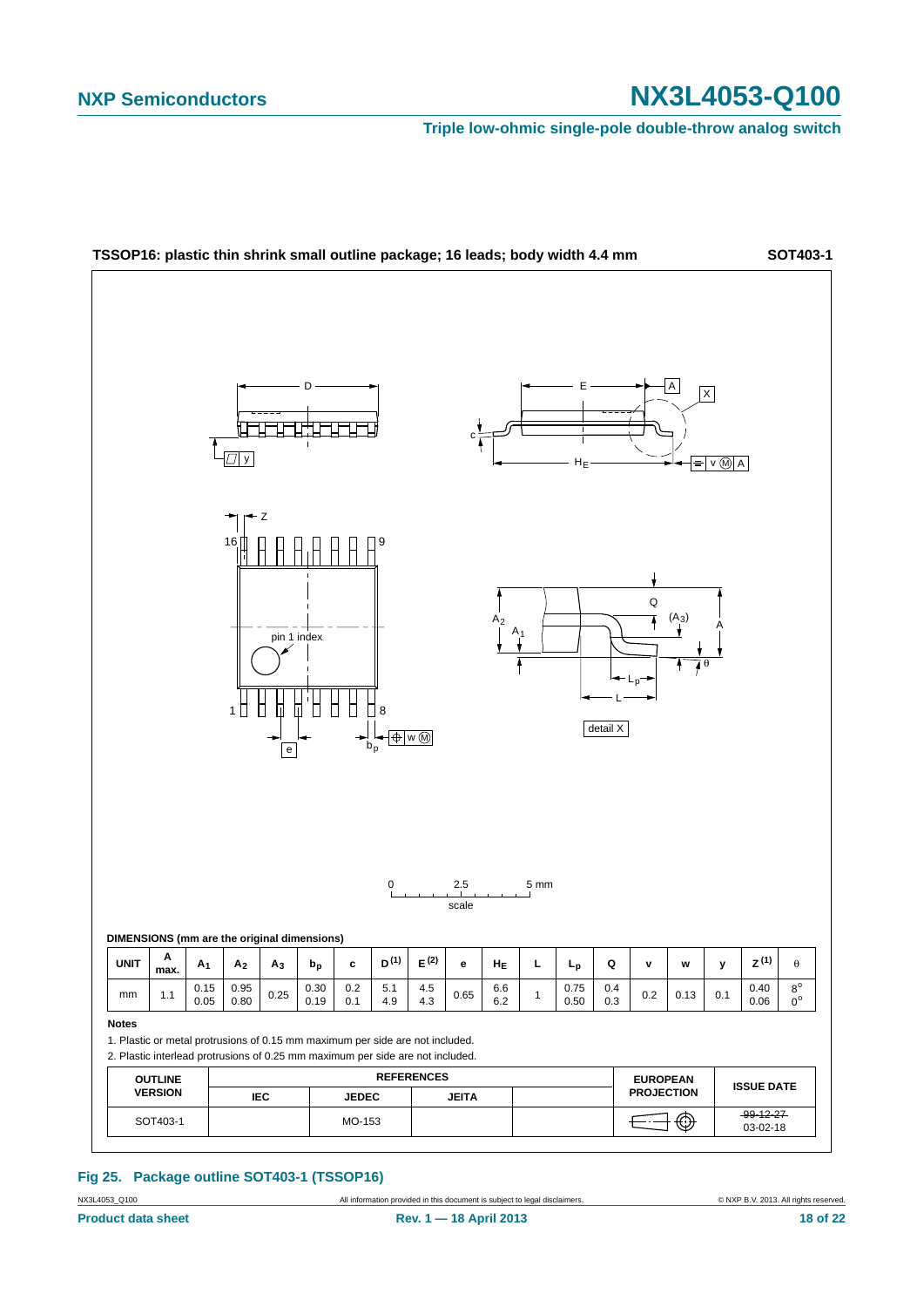## TSSOP16: plastic thin shrink small outline package; 16 leads; body width 4.4 mm

**SOT403-1**

**DIMENSIONS (mm are the original dimensions)**

| UNIT | A max. | $A_1$ | $A_2$ | $A_3$ | $b_p$ | c | $D^{(1)}$ | $E^{(2)}$ | e | $H_E$ | L | $L_p$ | Q | v | w | y | $Z^{(1)}$ | θ |
|---|---|---|---|---|---|---|---|---|---|---|---|---|---|---|---|---|---|---|
| mm | 1.1 | 0.15<br>0.05 | 0.95<br>0.80 | 0.25 | 0.30<br>0.19 | 0.2<br>0.1 | 5.1<br>4.9 | 4.5<br>4.3 | 0.65 | 6.6<br>6.2 | 1 | 0.75<br>0.50 | 0.4<br>0.3 | 0.2 | 0.13 | 0.1 | 0.40<br>0.06 | 8°<br>0° |

**Notes**

1. Plastic or metal protrusions of 0.15 mm maximum per side are not included.
2. Plastic interlead protrusions of 0.25 mm maximum per side are not included.

| OUTLINE VERSION | REFERENCES | | | | EUROPEAN PROJECTION | ISSUE DATE |
|---|---|---|---|---|---|---|
| | IEC | JEDEC | JEITA | | | |
| SOT403-1 | | MO-153 | | | | ~~99-12-27~~<br>03-02-18 |

**Fig 25. Package outline SOT403-1 (TSSOP16)**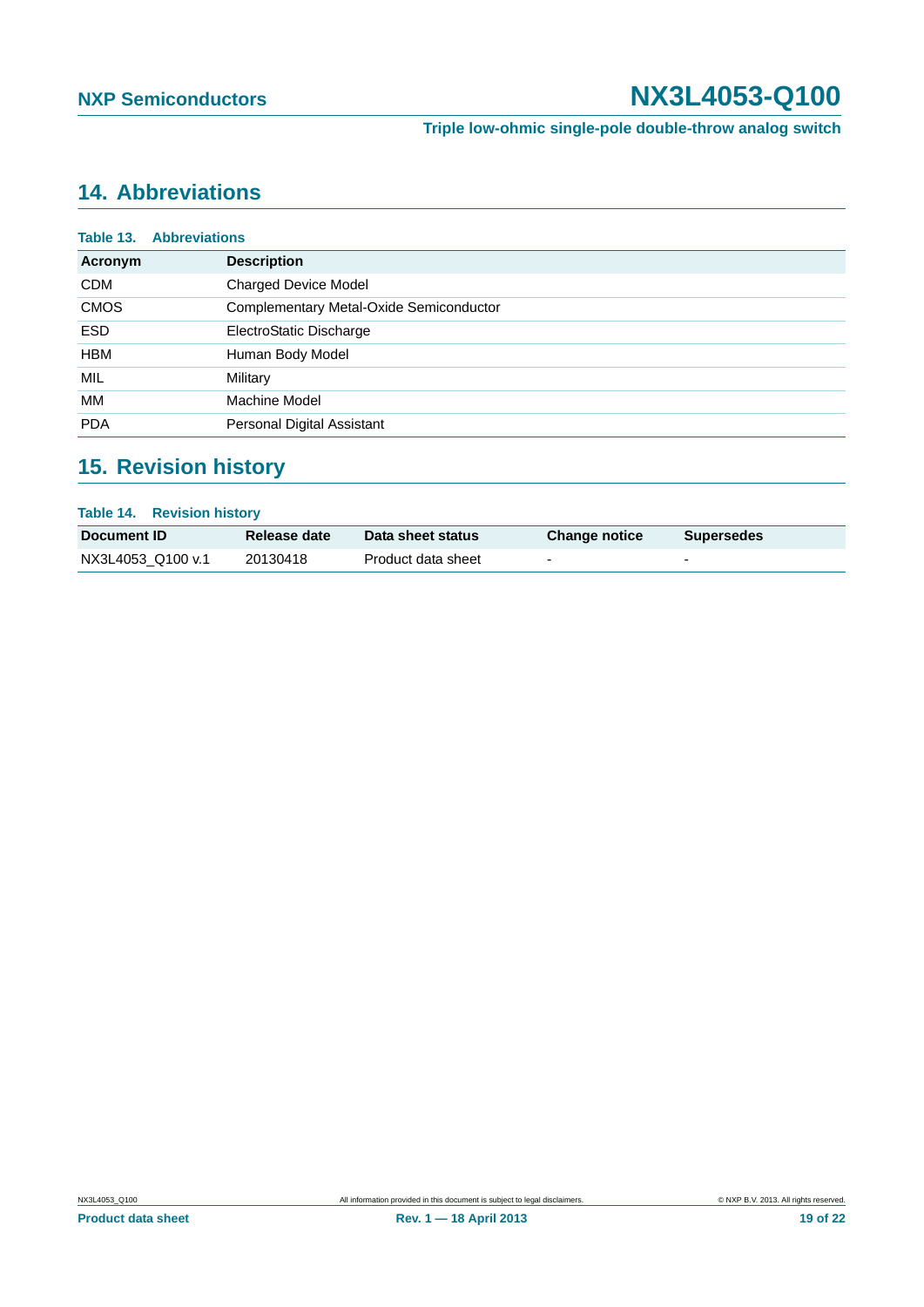## 14. Abbreviations

**Table 13. Abbreviations**

| Acronym | Description |
|---|---|
| CDM | Charged Device Model |
| CMOS | Complementary Metal-Oxide Semiconductor |
| ESD | ElectroStatic Discharge |
| HBM | Human Body Model |
| MIL | Military |
| MM | Machine Model |
| PDA | Personal Digital Assistant |

## 15. Revision history

**Table 14. Revision history**

| Document ID | Release date | Data sheet status | Change notice | Supersedes |
|---|---|---|---|---|
| NX3L4053_Q100 v.1 | 20130418 | Product data sheet | - | - |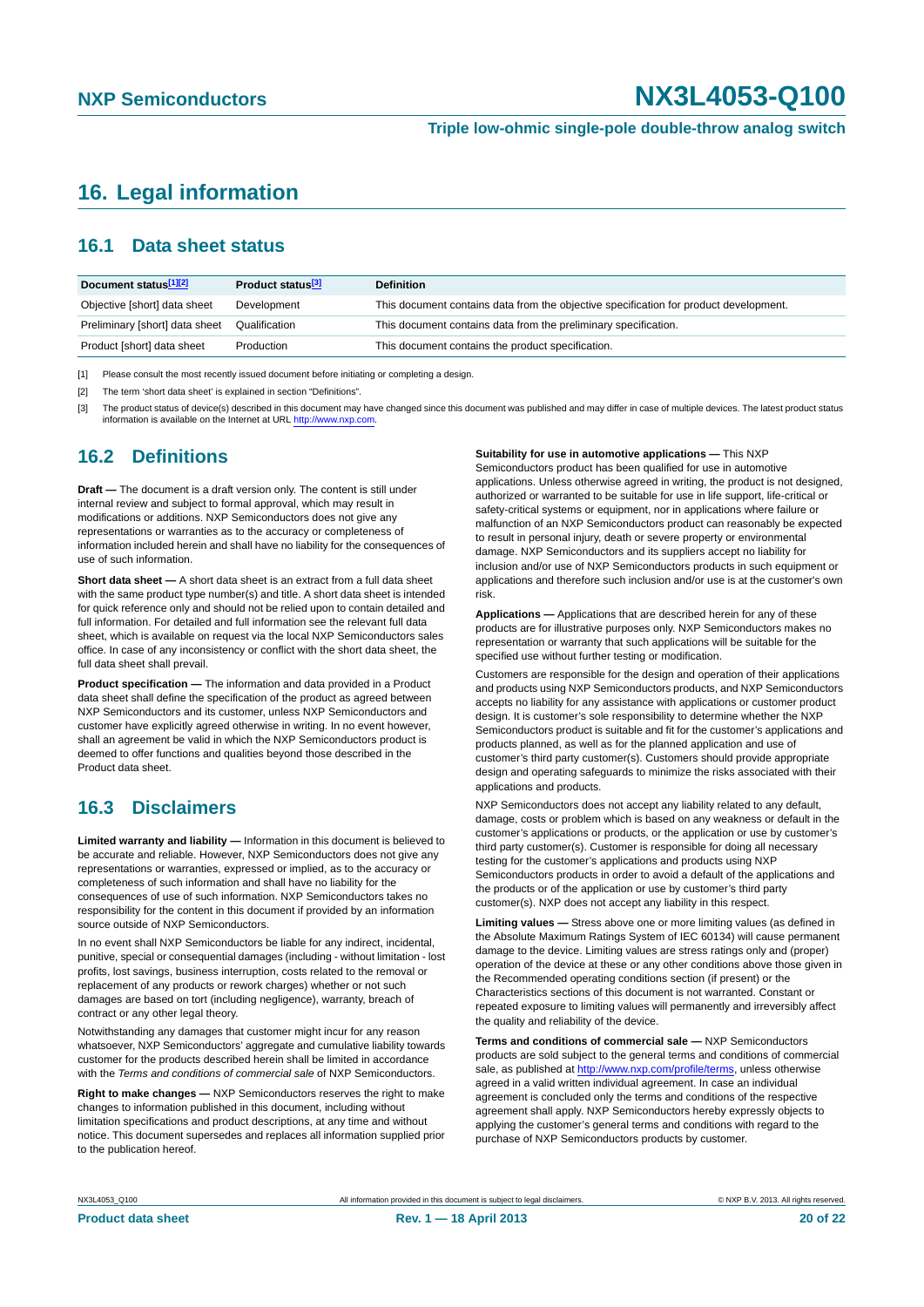# 16. Legal information

## 16.1 Data sheet status

| Document status[1][2] | Product status[3] | Definition |
|---|---|---|
| Objective [short] data sheet | Development | This document contains data from the objective specification for product development. |
| Preliminary [short] data sheet | Qualification | This document contains data from the preliminary specification. |
| Product [short] data sheet | Production | This document contains the product specification. |

[1] Please consult the most recently issued document before initiating or completing a design.

[2] The term 'short data sheet' is explained in section "Definitions".

[3] The product status of device(s) described in this document may have changed since this document was published and may differ in case of multiple devices. The latest product status information is available on the Internet at URL http://www.nxp.com.

## 16.2 Definitions

**Draft —** The document is a draft version only. The content is still under internal review and subject to formal approval, which may result in modifications or additions. NXP Semiconductors does not give any representations or warranties as to the accuracy or completeness of information included herein and shall have no liability for the consequences of use of such information.

**Short data sheet —** A short data sheet is an extract from a full data sheet with the same product type number(s) and title. A short data sheet is intended for quick reference only and should not be relied upon to contain detailed and full information. For detailed and full information see the relevant full data sheet, which is available on request via the local NXP Semiconductors sales office. In case of any inconsistency or conflict with the short data sheet, the full data sheet shall prevail.

**Product specification —** The information and data provided in a Product data sheet shall define the specification of the product as agreed between NXP Semiconductors and its customer, unless NXP Semiconductors and customer have explicitly agreed otherwise in writing. In no event however, shall an agreement be valid in which the NXP Semiconductors product is deemed to offer functions and qualities beyond those described in the Product data sheet.

## 16.3 Disclaimers

**Limited warranty and liability —** Information in this document is believed to be accurate and reliable. However, NXP Semiconductors does not give any representations or warranties, expressed or implied, as to the accuracy or completeness of such information and shall have no liability for the consequences of use of such information. NXP Semiconductors takes no responsibility for the content in this document if provided by an information source outside of NXP Semiconductors.

In no event shall NXP Semiconductors be liable for any indirect, incidental, punitive, special or consequential damages (including - without limitation - lost profits, lost savings, business interruption, costs related to the removal or replacement of any products or rework charges) whether or not such damages are based on tort (including negligence), warranty, breach of contract or any other legal theory.

Notwithstanding any damages that customer might incur for any reason whatsoever, NXP Semiconductors' aggregate and cumulative liability towards customer for the products described herein shall be limited in accordance with the *Terms and conditions of commercial sale* of NXP Semiconductors.

**Right to make changes —** NXP Semiconductors reserves the right to make changes to information published in this document, including without limitation specifications and product descriptions, at any time and without notice. This document supersedes and replaces all information supplied prior to the publication hereof.

**Suitability for use in automotive applications —** This NXP Semiconductors product has been qualified for use in automotive applications. Unless otherwise agreed in writing, the product is not designed, authorized or warranted to be suitable for use in life support, life-critical or safety-critical systems or equipment, nor in applications where failure or malfunction of an NXP Semiconductors product can reasonably be expected to result in personal injury, death or severe property or environmental damage. NXP Semiconductors and its suppliers accept no liability for inclusion and/or use of NXP Semiconductors products in such equipment or applications and therefore such inclusion and/or use is at the customer's own risk.

**Applications —** Applications that are described herein for any of these products are for illustrative purposes only. NXP Semiconductors makes no representation or warranty that such applications will be suitable for the specified use without further testing or modification.

Customers are responsible for the design and operation of their applications and products using NXP Semiconductors products, and NXP Semiconductors accepts no liability for any assistance with applications or customer product design. It is customer's sole responsibility to determine whether the NXP Semiconductors product is suitable and fit for the customer's applications and products planned, as well as for the planned application and use of customer's third party customer(s). Customers should provide appropriate design and operating safeguards to minimize the risks associated with their applications and products.

NXP Semiconductors does not accept any liability related to any default, damage, costs or problem which is based on any weakness or default in the customer's applications or products, or the application or use by customer's third party customer(s). Customer is responsible for doing all necessary testing for the customer's applications and products using NXP Semiconductors products in order to avoid a default of the applications and the products or of the application or use by customer's third party customer(s). NXP does not accept any liability in this respect.

**Limiting values —** Stress above one or more limiting values (as defined in the Absolute Maximum Ratings System of IEC 60134) will cause permanent damage to the device. Limiting values are stress ratings only and (proper) operation of the device at these or any other conditions above those given in the Recommended operating conditions section (if present) or the Characteristics sections of this document is not warranted. Constant or repeated exposure to limiting values will permanently and irreversibly affect the quality and reliability of the device.

**Terms and conditions of commercial sale —** NXP Semiconductors products are sold subject to the general terms and conditions of commercial sale, as published at http://www.nxp.com/profile/terms, unless otherwise agreed in a valid written individual agreement. In case an individual agreement is concluded only the terms and conditions of the respective agreement shall apply. NXP Semiconductors hereby expressly objects to applying the customer's general terms and conditions with regard to the purchase of NXP Semiconductors products by customer.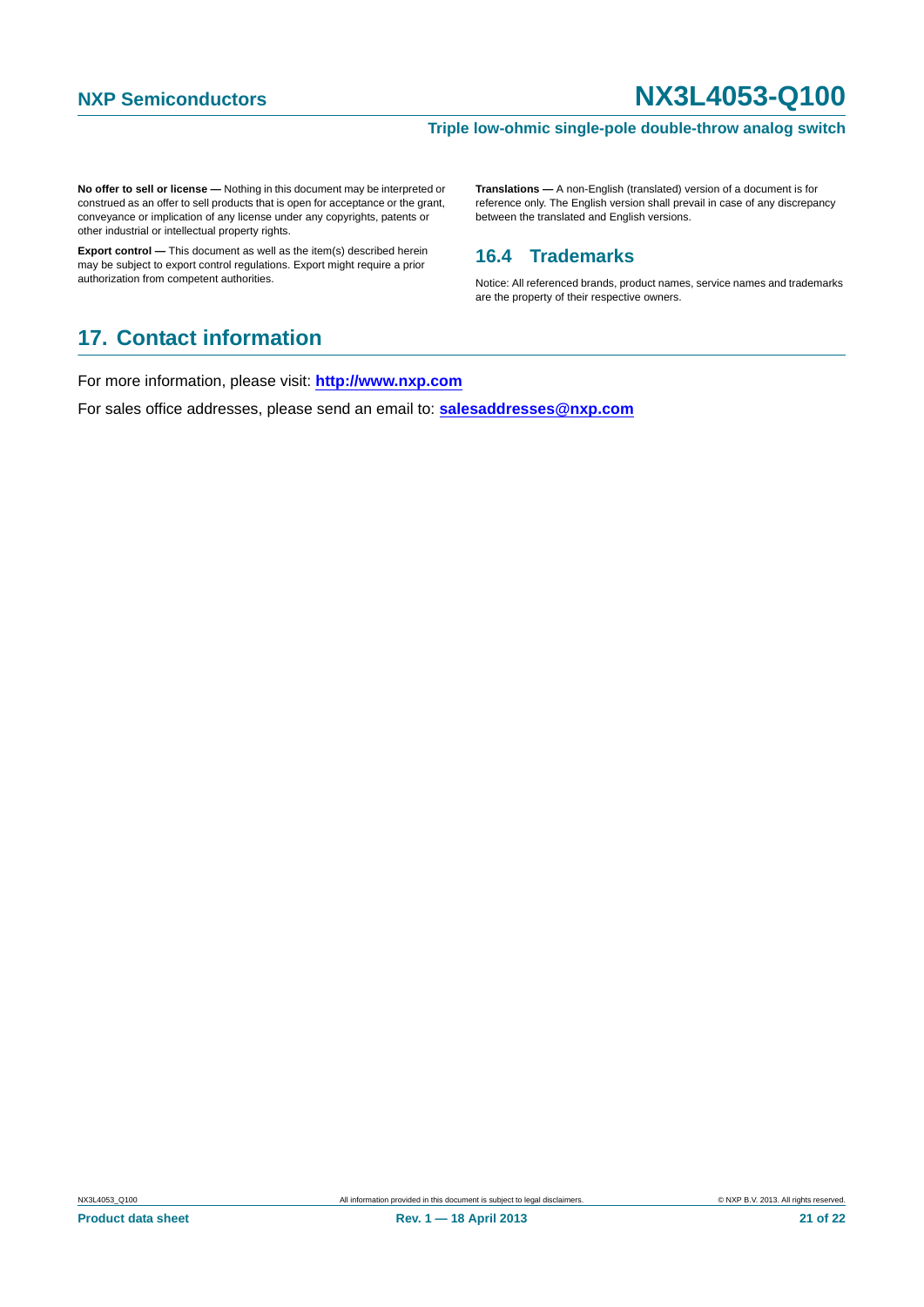**No offer to sell or license —** Nothing in this document may be interpreted or construed as an offer to sell products that is open for acceptance or the grant, conveyance or implication of any license under any copyrights, patents or other industrial or intellectual property rights.

**Export control —** This document as well as the item(s) described herein may be subject to export control regulations. Export might require a prior authorization from competent authorities.

**Translations —** A non-English (translated) version of a document is for reference only. The English version shall prevail in case of any discrepancy between the translated and English versions.

### 16.4 Trademarks

Notice: All referenced brands, product names, service names and trademarks are the property of their respective owners.

## 17. Contact information

For more information, please visit: **http://www.nxp.com**

For sales office addresses, please send an email to: **salesaddresses@nxp.com**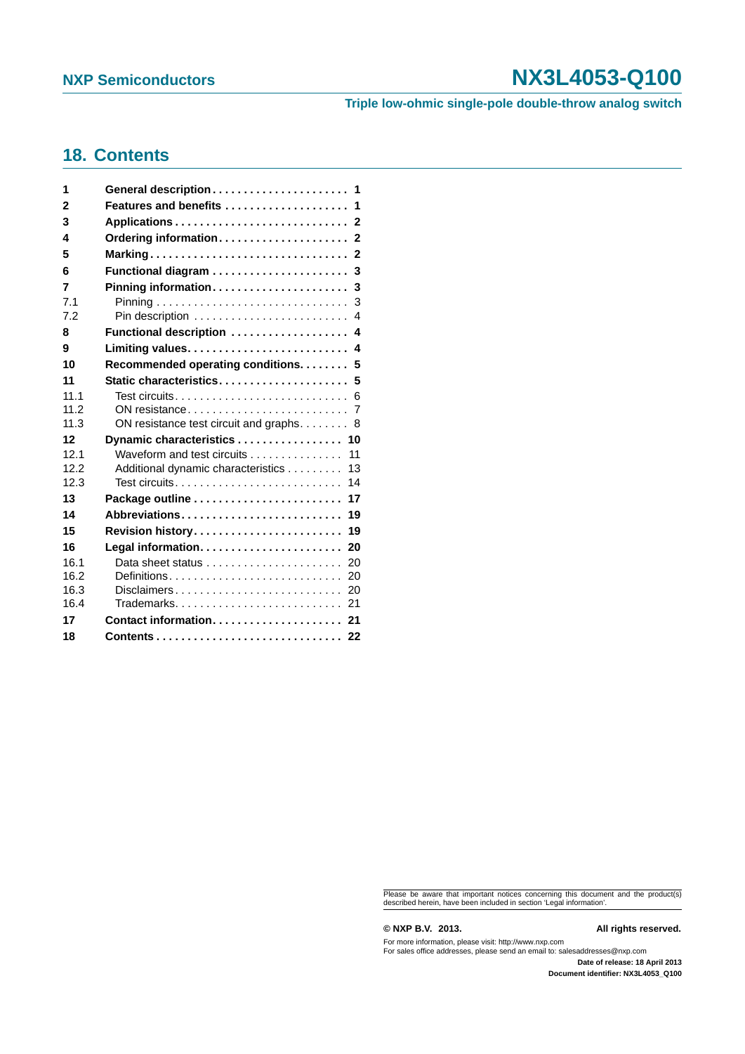## 18. Contents

| | | |
|---|---|---|
| **1** | **General description** | **1** |
| **2** | **Features and benefits** | **1** |
| **3** | **Applications** | **2** |
| **4** | **Ordering information** | **2** |
| **5** | **Marking** | **2** |
| **6** | **Functional diagram** | **3** |
| **7** | **Pinning information** | **3** |
| 7.1 | Pinning | 3 |
| 7.2 | Pin description | 4 |
| **8** | **Functional description** | **4** |
| **9** | **Limiting values** | **4** |
| **10** | **Recommended operating conditions** | **5** |
| **11** | **Static characteristics** | **5** |
| 11.1 | Test circuits | 6 |
| 11.2 | ON resistance | 7 |
| 11.3 | ON resistance test circuit and graphs | 8 |
| **12** | **Dynamic characteristics** | **10** |
| 12.1 | Waveform and test circuits | 11 |
| 12.2 | Additional dynamic characteristics | 13 |
| 12.3 | Test circuits | 14 |
| **13** | **Package outline** | **17** |
| **14** | **Abbreviations** | **19** |
| **15** | **Revision history** | **19** |
| **16** | **Legal information** | **20** |
| 16.1 | Data sheet status | 20 |
| 16.2 | Definitions | 20 |
| 16.3 | Disclaimers | 20 |
| 16.4 | Trademarks | 21 |
| **17** | **Contact information** | **21** |
| **18** | **Contents** | **22** |

Please be aware that important notices concerning this document and the product(s) described herein, have been included in section 'Legal information'.

**© NXP B.V. 2013.** **All rights reserved.**

For more information, please visit: http://www.nxp.com
For sales office addresses, please send an email to: salesaddresses@nxp.com

**Date of release: 18 April 2013**
**Document identifier: NX3L4053_Q100**